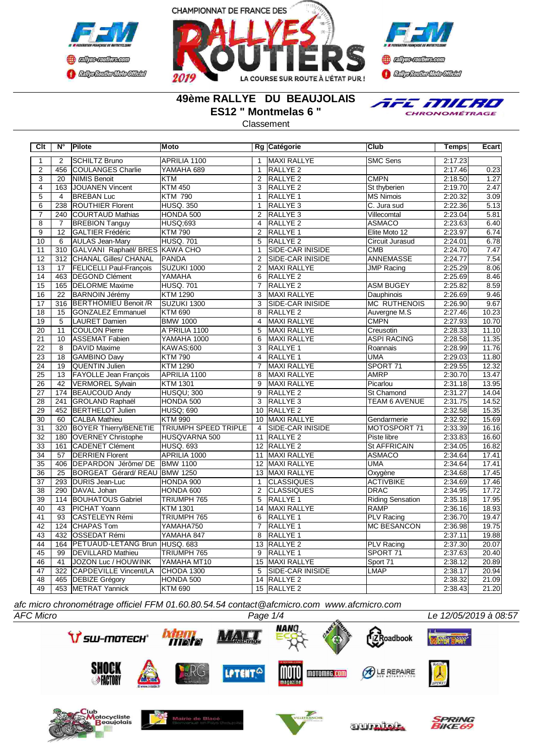# 49ème RALLYE DU BEAUJOLAIS

## ES12 " Montmelas 6 "

Classement

| Clt | N° | Pilote | Moto | Rg | Catégorie | Club | Temps | Ecart |
|---|---|---|---|---|---|---|---|---|
| 1 | 2 | SCHILTZ Bruno | APRILIA 1100 | 1 | MAXI RALLYE | SMC Sens | 2:17.23 | |
| 2 | 456 | COULANGES Charlie | YAMAHA 689 | 1 | RALLYE 2 | | 2:17.46 | 0.23 |
| 3 | 20 | NIMIS Benoit | KTM | 2 | RALLYE 2 | CMPN | 2:18.50 | 1.27 |
| 4 | 163 | JOUANEN Vincent | KTM 450 | 3 | RALLYE 2 | St thyberien | 2:19.70 | 2.47 |
| 5 | 4 | BREBAN Luc | KTM 790 | 1 | RALLYE 1 | MS Nimois | 2:20.32 | 3.09 |
| 6 | 238 | ROUTHIER Florent | HUSQ. 350 | 1 | RALLYE 3 | C. Jura sud | 2:22.36 | 5.13 |
| 7 | 240 | COURTAUD Mathias | HONDA 500 | 2 | RALLYE 3 | Villecomtal | 2:23.04 | 5.81 |
| 8 | 7 | BREBION Tanguy | HUSQ;693 | 4 | RALLYE 2 | ASMACO | 2:23.63 | 6.40 |
| 9 | 12 | GALTIER Frédéric | KTM 790 | 2 | RALLYE 1 | Elite Moto 12 | 2:23.97 | 6.74 |
| 10 | 6 | AULAS Jean-Mary | HUSQ. 701 | 5 | RALLYE 2 | Circuit Jurasud | 2:24.01 | 6.78 |
| 11 | 310 | GALVANI Raphaël/ BRES | KAWA CHO | 1 | SIDE-CAR INISIDE | CMB | 2:24.70 | 7.47 |
| 12 | 312 | CHANAL Gilles/ CHANAL | PANDA | 2 | SIDE-CAR INISIDE | ANNEMASSE | 2:24.77 | 7.54 |
| 13 | 17 | FELICELLI Paul-François | SUZUKI 1000 | 2 | MAXI RALLYE | JMP Racing | 2:25.29 | 8.06 |
| 14 | 463 | DEGOND Clément | YAMAHA | 6 | RALLYE 2 | | 2:25.69 | 8.46 |
| 15 | 165 | DELORME Maxime | HUSQ. 701 | 7 | RALLYE 2 | ASM BUGEY | 2:25.82 | 8.59 |
| 16 | 22 | BARNOIN Jérémy | KTM 1290 | 3 | MAXI RALLYE | Dauphinois | 2:26.69 | 9.46 |
| 17 | 316 | BERTHOMIEU Benoit /R | SUZUKI 1300 | 3 | SIDE-CAR INISIDE | MC RUTHENOIS | 2:26.90 | 9.67 |
| 18 | 15 | GONZALEZ Emmanuel | KTM 690 | 8 | RALLYE 2 | Auvergne M.S | 2:27.46 | 10.23 |
| 19 | 5 | LAURET Damien | BMW 1000 | 4 | MAXI RALLYE | CMPN | 2:27.93 | 10.70 |
| 20 | 11 | COULON Pierre | A"PRILIA 1100 | 5 | MAXI RALLYE | Creusotin | 2:28.33 | 11.10 |
| 21 | 10 | ASSEMAT Fabien | YAMAHA 1000 | 6 | MAXI RALLYE | ASPI RACING | 2:28.58 | 11.35 |
| 22 | 8 | DAVID Maxime | KAWAS;600 | 3 | RALLYE 1 | Roannais | 2:28.99 | 11.76 |
| 23 | 18 | GAMBINO Davy | KTM 790 | 4 | RALLYE 1 | UMA | 2:29.03 | 11.80 |
| 24 | 19 | QUENTIN Julien | KTM 1290 | 7 | MAXI RALLYE | SPORT 71 | 2:29.55 | 12.32 |
| 25 | 13 | FAYOLLE Jean François | APRILIA 1100 | 8 | MAXI RALLYE | AMRP | 2:30.70 | 13.47 |
| 26 | 42 | VERMOREL Sylvain | KTM 1301 | 9 | MAXI RALLYE | Picarlou | 2:31.18 | 13.95 |
| 27 | 174 | BEAUCOUD Andy | HUSQU; 300 | 9 | RALLYE 2 | St Chamond | 2:31.27 | 14.04 |
| 28 | 241 | GROLAND Raphaël | HONDA 500 | 3 | RALLYE 3 | TEAM 6 AVENUE | 2:31.75 | 14.52 |
| 29 | 452 | BERTHELOT Julien | HUSQ; 690 | 10 | RALLYE 2 | | 2:32.58 | 15.35 |
| 30 | 60 | CALBA Mathieu | KTM 990 | 10 | MAXI RALLYE | Gendarmerie | 2:32.92 | 15.69 |
| 31 | 320 | BOYER Thierry/BENETIE | TRIUMPH SPEED TRIPLE | 4 | SIDE-CAR INISIDE | MOTOSPORT 71 | 2:33.39 | 16.16 |
| 32 | 180 | OVERNEY Christophe | HUSQVARNA 500 | 11 | RALLYE 2 | Piste libre | 2:33.83 | 16.60 |
| 33 | 161 | CADENET Clément | HUSQ. 693 | 12 | RALLYE 2 | St AFFRICAIN | 2:34.05 | 16.82 |
| 34 | 57 | DERRIEN Florent | APRILIA 1000 | 11 | MAXI RALLYE | ASMACO | 2:34.64 | 17.41 |
| 35 | 406 | DEPARDON Jérôme/ DE | BMW 1100 | 12 | MAXI RALLYE | UMA | 2:34.64 | 17.41 |
| 36 | 25 | BORGEAT Gérard/ REAU | BMW 1250 | 13 | MAXI RALLYE | Oxygène | 2:34.68 | 17.45 |
| 37 | 293 | DURIS Jean-Luc | HONDA 900 | 1 | CLASSIQUES | ACTIVBIKE | 2:34.69 | 17.46 |
| 38 | 290 | DAVAL Johan | HONDA 600 | 2 | CLASSIQUES | DRAC | 2:34.95 | 17.72 |
| 39 | 114 | BOUHATOUS Gabriel | TRIUMPH 765 | 5 | RALLYE 1 | Riding Sensation | 2:35.18 | 17.95 |
| 40 | 43 | PICHAT Yoann | KTM 1301 | 14 | MAXI RALLYE | RAMP | 2:36.16 | 18.93 |
| 41 | 93 | CASTELEYN Rémi | TRIUMPH 765 | 6 | RALLYE 1 | PLV Racing | 2:36.70 | 19.47 |
| 42 | 124 | CHAPAS Tom | YAMAHA750 | 7 | RALLYE 1 | MC BESANCON | 2:36.98 | 19.75 |
| 43 | 432 | OSSEDAT Rémi | YAMAHA 847 | 8 | RALLYE 1 | | 2:37.11 | 19.88 |
| 44 | 164 | PETUAUD-LETANG Brun | HUSQ. 683 | 13 | RALLYE 2 | PLV Racing | 2:37.30 | 20.07 |
| 45 | 99 | DEVILLARD Mathieu | TRIUMPH 765 | 9 | RALLYE 1 | SPORT 71 | 2:37.63 | 20.40 |
| 46 | 41 | JOZON Luc / HOUWINK | YAMAHA MT10 | 15 | MAXI RALLYE | Sport 71 | 2:38.12 | 20.89 |
| 47 | 322 | CAPDEVILLE Vincent/LA | CHODA 1300 | 5 | SIDE-CAR INISIDE | LMAP | 2:38.17 | 20.94 |
| 48 | 465 | DEBIZE Grégory | HONDA 500 | 14 | RALLYE 2 | | 2:38.32 | 21.09 |
| 49 | 453 | METRAT Yannick | KTM 690 | 15 | RALLYE 2 | | 2:38.43 | 21.20 |

*afc micro chronométrage officiel FFM 01.60.80.54.54 contact@afcmicro.com www.afcmicro.com*

*AFC Micro* — *Le 12/05/2019 à 08:57*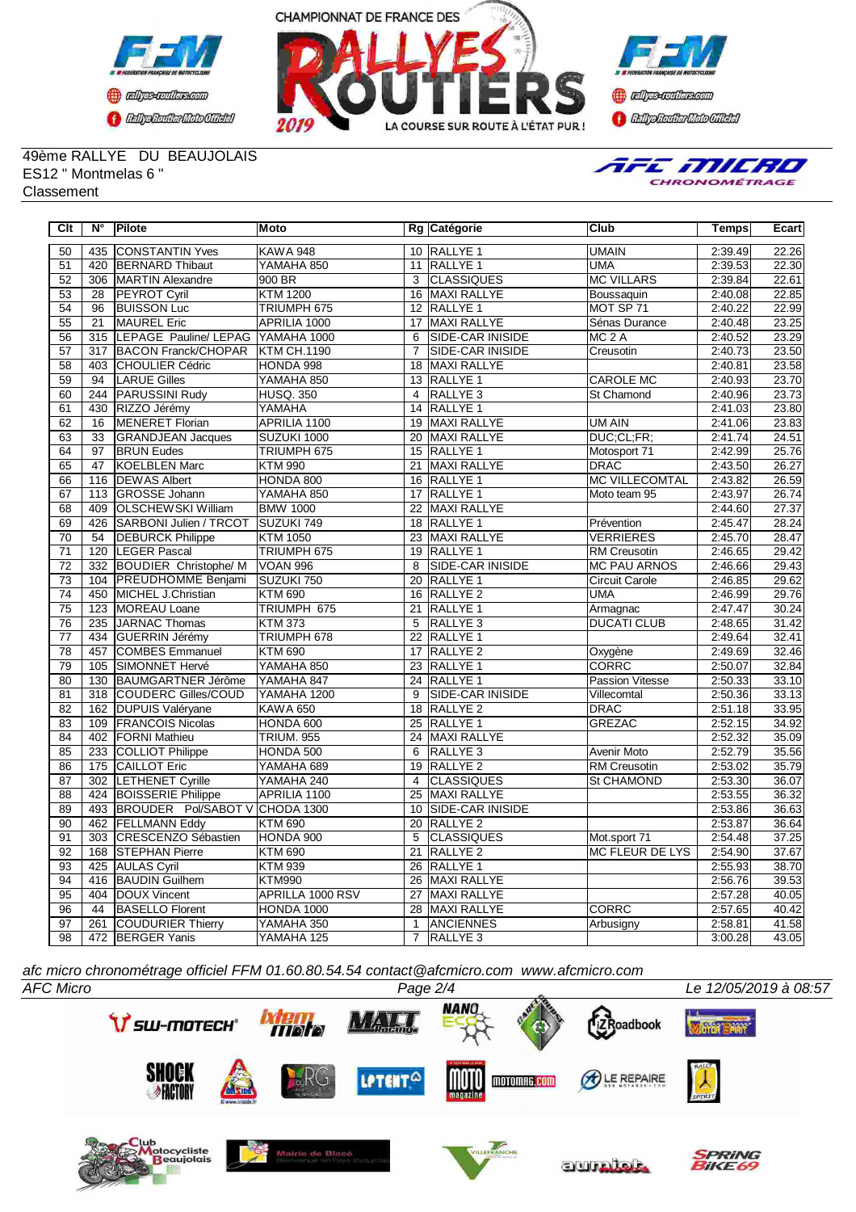CHAMPIONNAT DE FRANCE DES RALLYES ROUTIERS 2019

49ème RALLYE DU BEAUJOLAIS
ES12 " Montmelas 6 "
Classement

| Clt | N° | Pilote | Moto | Rg | Catégorie | Club | Temps | Ecart |
|---|---|---|---|---|---|---|---|---|
| 50 | 435 | CONSTANTIN Yves | KAWA 948 | 10 | RALLYE 1 | UMAIN | 2:39.49 | 22.26 |
| 51 | 420 | BERNARD Thibaut | YAMAHA 850 | 11 | RALLYE 1 | UMA | 2:39.53 | 22.30 |
| 52 | 306 | MARTIN Alexandre | 900 BR | 3 | CLASSIQUES | MC VILLARS | 2:39.84 | 22.61 |
| 53 | 28 | PEYROT Cyril | KTM 1200 | 16 | MAXI RALLYE | Boussaquin | 2:40.08 | 22.85 |
| 54 | 96 | BUISSON Luc | TRIUMPH 675 | 12 | RALLYE 1 | MOT SP 71 | 2:40.22 | 22.99 |
| 55 | 21 | MAUREL Eric | APRILIA 1000 | 17 | MAXI RALLYE | Sénas Durance | 2:40.48 | 23.25 |
| 56 | 315 | LEPAGE Pauline/ LEPAG | YAMAHA 1000 | 6 | SIDE-CAR INISIDE | MC 2 A | 2:40.52 | 23.29 |
| 57 | 317 | BACON Franck/CHOPAR | KTM CH.1190 | 7 | SIDE-CAR INISIDE | Creusotin | 2:40.73 | 23.50 |
| 58 | 403 | CHOULIER Cédric | HONDA 998 | 18 | MAXI RALLYE | | 2:40.81 | 23.58 |
| 59 | 94 | LARUE Gilles | YAMAHA 850 | 13 | RALLYE 1 | CAROLE MC | 2:40.93 | 23.70 |
| 60 | 244 | PARUSSINI Rudy | HUSQ. 350 | 4 | RALLYE 3 | St Chamond | 2:40.96 | 23.73 |
| 61 | 430 | RIZZO Jérémy | YAMAHA | 14 | RALLYE 1 | | 2:41.03 | 23.80 |
| 62 | 16 | MENERET Florian | APRILIA 1100 | 19 | MAXI RALLYE | UM AIN | 2:41.06 | 23.83 |
| 63 | 33 | GRANDJEAN Jacques | SUZUKI 1000 | 20 | MAXI RALLYE | DUC;CL;FR; | 2:41.74 | 24.51 |
| 64 | 97 | BRUN Eudes | TRIUMPH 675 | 15 | RALLYE 1 | Motosport 71 | 2:42.99 | 25.76 |
| 65 | 47 | KOELBLEN Marc | KTM 990 | 21 | MAXI RALLYE | DRAC | 2:43.50 | 26.27 |
| 66 | 116 | DEWAS Albert | HONDA 800 | 16 | RALLYE 1 | MC VILLECOMTAL | 2:43.82 | 26.59 |
| 67 | 113 | GROSSE Johann | YAMAHA 850 | 17 | RALLYE 1 | Moto team 95 | 2:43.97 | 26.74 |
| 68 | 409 | OLSCHEWSKI William | BMW 1000 | 22 | MAXI RALLYE | | 2:44.60 | 27.37 |
| 69 | 426 | SARBONI Julien / TRCOT | SUZUKI 749 | 18 | RALLYE 1 | Prévention | 2:45.47 | 28.24 |
| 70 | 54 | DEBURCK Philippe | KTM 1050 | 23 | MAXI RALLYE | VERRIERES | 2:45.70 | 28.47 |
| 71 | 120 | LEGER Pascal | TRIUMPH 675 | 19 | RALLYE 1 | RM Creusotin | 2:46.65 | 29.42 |
| 72 | 332 | BOUDIER Christophe/ M | VOAN 996 | 8 | SIDE-CAR INISIDE | MC PAU ARNOS | 2:46.66 | 29.43 |
| 73 | 104 | PREUDHOMME Benjami | SUZUKI 750 | 20 | RALLYE 1 | Circuit Carole | 2:46.85 | 29.62 |
| 74 | 450 | MICHEL J.Christian | KTM 690 | 16 | RALLYE 2 | UMA | 2:46.99 | 29.76 |
| 75 | 123 | MOREAU Loane | TRIUMPH 675 | 21 | RALLYE 1 | Armagnac | 2:47.47 | 30.24 |
| 76 | 235 | JARNAC Thomas | KTM 373 | 5 | RALLYE 3 | DUCATI CLUB | 2:48.65 | 31.42 |
| 77 | 434 | GUERRIN Jérémy | TRIUMPH 678 | 22 | RALLYE 1 | | 2:49.64 | 32.41 |
| 78 | 457 | COMBES Emmanuel | KTM 690 | 17 | RALLYE 2 | Oxygène | 2:49.69 | 32.46 |
| 79 | 105 | SIMONNET Hervé | YAMAHA 850 | 23 | RALLYE 1 | CORRC | 2:50.07 | 32.84 |
| 80 | 130 | BAUMGARTNER Jérôme | YAMAHA 847 | 24 | RALLYE 1 | Passion Vitesse | 2:50.33 | 33.10 |
| 81 | 318 | COUDERC Gilles/COUD | YAMAHA 1200 | 9 | SIDE-CAR INISIDE | Villecomtal | 2:50.36 | 33.13 |
| 82 | 162 | DUPUIS Valéryane | KAWA 650 | 18 | RALLYE 2 | DRAC | 2:51.18 | 33.95 |
| 83 | 109 | FRANCOIS Nicolas | HONDA 600 | 25 | RALLYE 1 | GREZAC | 2:52.15 | 34.92 |
| 84 | 402 | FORNI Mathieu | TRIUM. 955 | 24 | MAXI RALLYE | | 2:52.32 | 35.09 |
| 85 | 233 | COLLIOT Philippe | HONDA 500 | 6 | RALLYE 3 | Avenir Moto | 2:52.79 | 35.56 |
| 86 | 175 | CAILLOT Eric | YAMAHA 689 | 19 | RALLYE 2 | RM Creusotin | 2:53.02 | 35.79 |
| 87 | 302 | LETHENET Cyrille | YAMAHA 240 | 4 | CLASSIQUES | St CHAMOND | 2:53.30 | 36.07 |
| 88 | 424 | BOISSERIE Philippe | APRILIA 1100 | 25 | MAXI RALLYE | | 2:53.55 | 36.32 |
| 89 | 493 | BROUDER Pol/SABOT V | CHODA 1300 | 10 | SIDE-CAR INISIDE | | 2:53.86 | 36.63 |
| 90 | 462 | FELLMANN Eddy | KTM 690 | 20 | RALLYE 2 | | 2:53.87 | 36.64 |
| 91 | 303 | CRESCENZO Sébastien | HONDA 900 | 5 | CLASSIQUES | Mot.sport 71 | 2:54.48 | 37.25 |
| 92 | 168 | STEPHAN Pierre | KTM 690 | 21 | RALLYE 2 | MC FLEUR DE LYS | 2:54.90 | 37.67 |
| 93 | 425 | AULAS Cyril | KTM 939 | 26 | RALLYE 1 | | 2:55.93 | 38.70 |
| 94 | 416 | BAUDIN Guilhem | KTM990 | 26 | MAXI RALLYE | | 2:56.76 | 39.53 |
| 95 | 404 | DOUX Vincent | APRILLA 1000 RSV | 27 | MAXI RALLYE | | 2:57.28 | 40.05 |
| 96 | 44 | BASELLO Florent | HONDA 1000 | 28 | MAXI RALLYE | CORRC | 2:57.65 | 40.42 |
| 97 | 261 | COUDURIER Thierry | YAMAHA 350 | 1 | ANCIENNES | Arbusigny | 2:58.81 | 41.58 |
| 98 | 472 | BERGER Yanis | YAMAHA 125 | 7 | RALLYE 3 | | 3:00.28 | 43.05 |

*afc micro chronométrage officiel FFM 01.60.80.54.54 contact@afcmicro.com www.afcmicro.com*

*AFC Micro* — Le 12/05/2019 à 08:57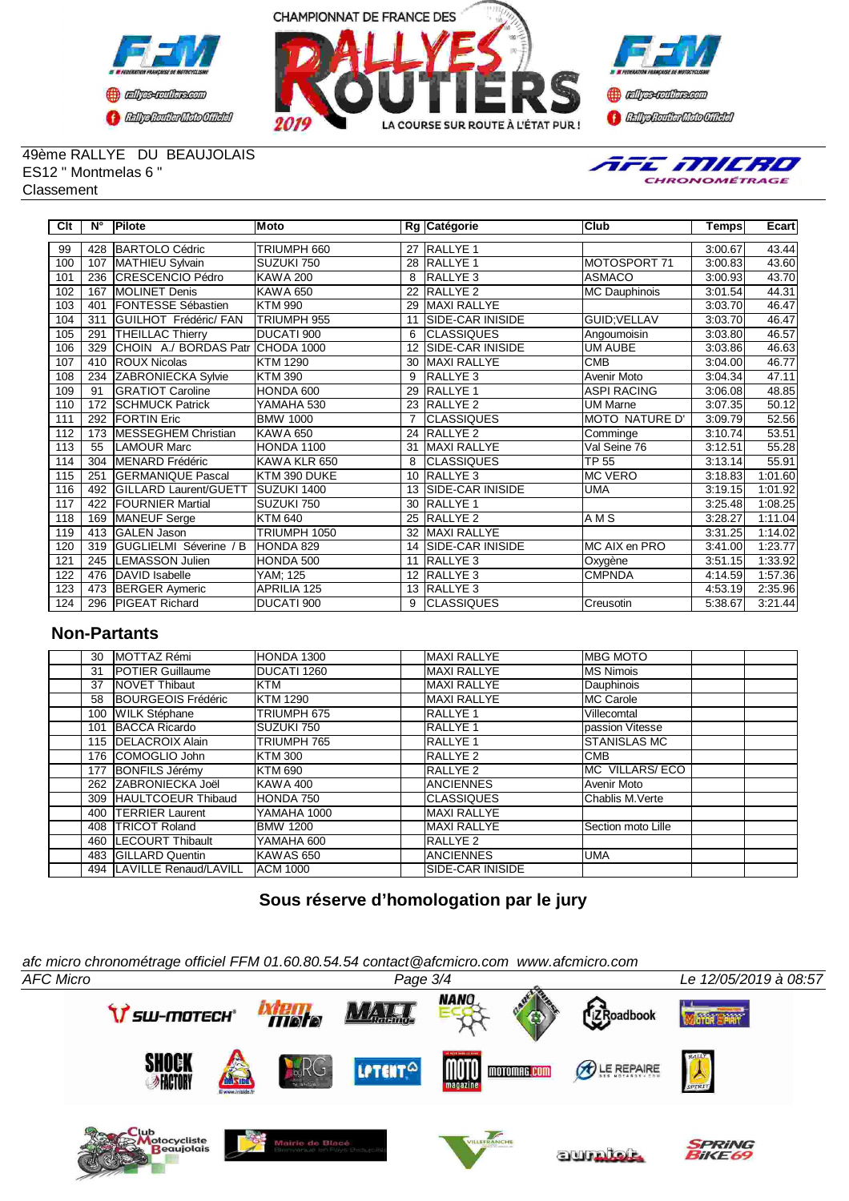49ème RALLYE DU BEAUJOLAIS
ES12 " Montmelas 6 "
Classement

| Clt | N° | Pilote | Moto | Rg | Catégorie | Club | Temps | Ecart |
|---|---|---|---|---|---|---|---|---|
| 99 | 428 | BARTOLO Cédric | TRIUMPH 660 | 27 | RALLYE 1 | | 3:00.67 | 43.44 |
| 100 | 107 | MATHIEU Sylvain | SUZUKI 750 | 28 | RALLYE 1 | MOTOSPORT 71 | 3:00.83 | 43.60 |
| 101 | 236 | CRESCENCIO Pédro | KAWA 200 | 8 | RALLYE 3 | ASMACO | 3:00.93 | 43.70 |
| 102 | 167 | MOLINET Denis | KAWA 650 | 22 | RALLYE 2 | MC Dauphinois | 3:01.54 | 44.31 |
| 103 | 401 | FONTESSE Sébastien | KTM 990 | 29 | MAXI RALLYE | | 3:03.70 | 46.47 |
| 104 | 311 | GUILHOT Frédéric/ FAN | TRIUMPH 955 | 11 | SIDE-CAR INISIDE | GUID;VELLAV | 3:03.70 | 46.47 |
| 105 | 291 | THEILLAC Thierry | DUCATI 900 | 6 | CLASSIQUES | Angoumoisin | 3:03.80 | 46.57 |
| 106 | 329 | CHOIN A./ BORDAS Patr | CHODA 1000 | 12 | SIDE-CAR INISIDE | UM AUBE | 3:03.86 | 46.63 |
| 107 | 410 | ROUX Nicolas | KTM 1290 | 30 | MAXI RALLYE | CMB | 3:04.00 | 46.77 |
| 108 | 234 | ZABRONIECKA Sylvie | KTM 390 | 9 | RALLYE 3 | Avenir Moto | 3:04.34 | 47.11 |
| 109 | 91 | GRATIOT Caroline | HONDA 600 | 29 | RALLYE 1 | ASPI RACING | 3:06.08 | 48.85 |
| 110 | 172 | SCHMUCK Patrick | YAMAHA 530 | 23 | RALLYE 2 | UM Marne | 3:07.35 | 50.12 |
| 111 | 292 | FORTIN Eric | BMW 1000 | 7 | CLASSIQUES | MOTO NATURE D' | 3:09.79 | 52.56 |
| 112 | 173 | MESSEGHEM Christian | KAWA 650 | 24 | RALLYE 2 | Comminge | 3:10.74 | 53.51 |
| 113 | 55 | LAMOUR Marc | HONDA 1100 | 31 | MAXI RALLYE | Val Seine 76 | 3:12.51 | 55.28 |
| 114 | 304 | MENARD Frédéric | KAWA KLR 650 | 8 | CLASSIQUES | TP 55 | 3:13.14 | 55.91 |
| 115 | 251 | GERMANIQUE Pascal | KTM 390 DUKE | 10 | RALLYE 3 | MC VERO | 3:18.83 | 1:01.60 |
| 116 | 492 | GILLARD Laurent/GUETT | SUZUKI 1400 | 13 | SIDE-CAR INISIDE | UMA | 3:19.15 | 1:01.92 |
| 117 | 422 | FOURNIER Martial | SUZUKI 750 | 30 | RALLYE 1 | | 3:25.48 | 1:08.25 |
| 118 | 169 | MANEUF Serge | KTM 640 | 25 | RALLYE 2 | A M S | 3:28.27 | 1:11.04 |
| 119 | 413 | GALEN Jason | TRIUMPH 1050 | 32 | MAXI RALLYE | | 3:31.25 | 1:14.02 |
| 120 | 319 | GUGLIELMI Séverine / B | HONDA 829 | 14 | SIDE-CAR INISIDE | MC AIX en PRO | 3:41.00 | 1:23.77 |
| 121 | 245 | LEMASSON Julien | HONDA 500 | 11 | RALLYE 3 | Oxygène | 3:51.15 | 1:33.92 |
| 122 | 476 | DAVID Isabelle | YAM; 125 | 12 | RALLYE 3 | CMPNDA | 4:14.59 | 1:57.36 |
| 123 | 473 | BERGER Aymeric | APRILIA 125 | 13 | RALLYE 3 | | 4:53.19 | 2:35.96 |
| 124 | 296 | PIGEAT Richard | DUCATI 900 | 9 | CLASSIQUES | Creusotin | 5:38.67 | 3:21.44 |

## Non-Partants

| | N° | Pilote | Moto | Rg | Catégorie | Club | Temps | Ecart |
|---|---|---|---|---|---|---|---|---|
| | 30 | MOTTAZ Rémi | HONDA 1300 | | MAXI RALLYE | MBG MOTO | | |
| | 31 | POTIER Guillaume | DUCATI 1260 | | MAXI RALLYE | MS Nimois | | |
| | 37 | NOVET Thibaut | KTM | | MAXI RALLYE | Dauphinois | | |
| | 58 | BOURGEOIS Frédéric | KTM 1290 | | MAXI RALLYE | MC Carole | | |
| | 100 | WILK Stéphane | TRIUMPH 675 | | RALLYE 1 | Villecomtal | | |
| | 101 | BACCA Ricardo | SUZUKI 750 | | RALLYE 1 | passion Vitesse | | |
| | 115 | DELACROIX Alain | TRIUMPH 765 | | RALLYE 1 | STANISLAS MC | | |
| | 176 | COMOGLIO John | KTM 300 | | RALLYE 2 | CMB | | |
| | 177 | BONFILS Jérémy | KTM 690 | | RALLYE 2 | MC VILLARS/ ECO | | |
| | 262 | ZABRONIECKA Joël | KAWA 400 | | ANCIENNES | Avenir Moto | | |
| | 309 | HAULTCOEUR Thibaud | HONDA 750 | | CLASSIQUES | Chablis M.Verte | | |
| | 400 | TERRIER Laurent | YAMAHA 1000 | | MAXI RALLYE | | | |
| | 408 | TRICOT Roland | BMW 1200 | | MAXI RALLYE | Section moto Lille | | |
| | 460 | LECOURT Thibault | YAMAHA 600 | | RALLYE 2 | | | |
| | 483 | GILLARD Quentin | KAWAS 650 | | ANCIENNES | UMA | | |
| | 494 | LAVILLE Renaud/LAVILL | ACM 1000 | | SIDE-CAR INISIDE | | | |

**Sous réserve d'homologation par le jury**

*afc micro chronométrage officiel FFM 01.60.80.54.54 contact@afcmicro.com www.afcmicro.com*

*AFC Micro* — *Le 12/05/2019 à 08:57*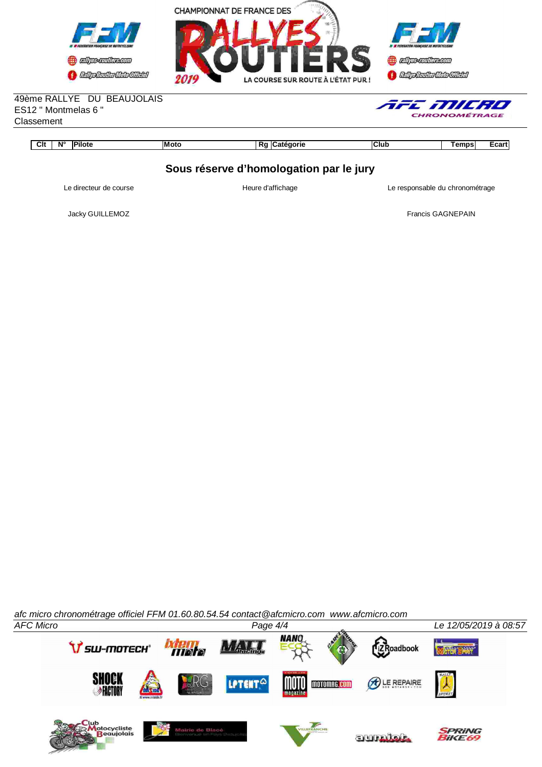49ème RALLYE DU BEAUJOLAIS
ES12 " Montmelas 6 "
Classement

| Clt | N° | Pilote | Moto | Rg | Catégorie | Club | Temps | Ecart |
|---|---|---|---|---|---|---|---|---|

## Sous réserve d’homologation par le jury

Le directeur de course — Heure d'affichage — Le responsable du chronométrage

Jacky GUILLEMOZ — Francis GAGNEPAIN

*afc micro chronométrage officiel FFM 01.60.80.54.54 contact@afcmicro.com www.afcmicro.com*

*AFC Micro* — *Le 12/05/2019 à 08:57*